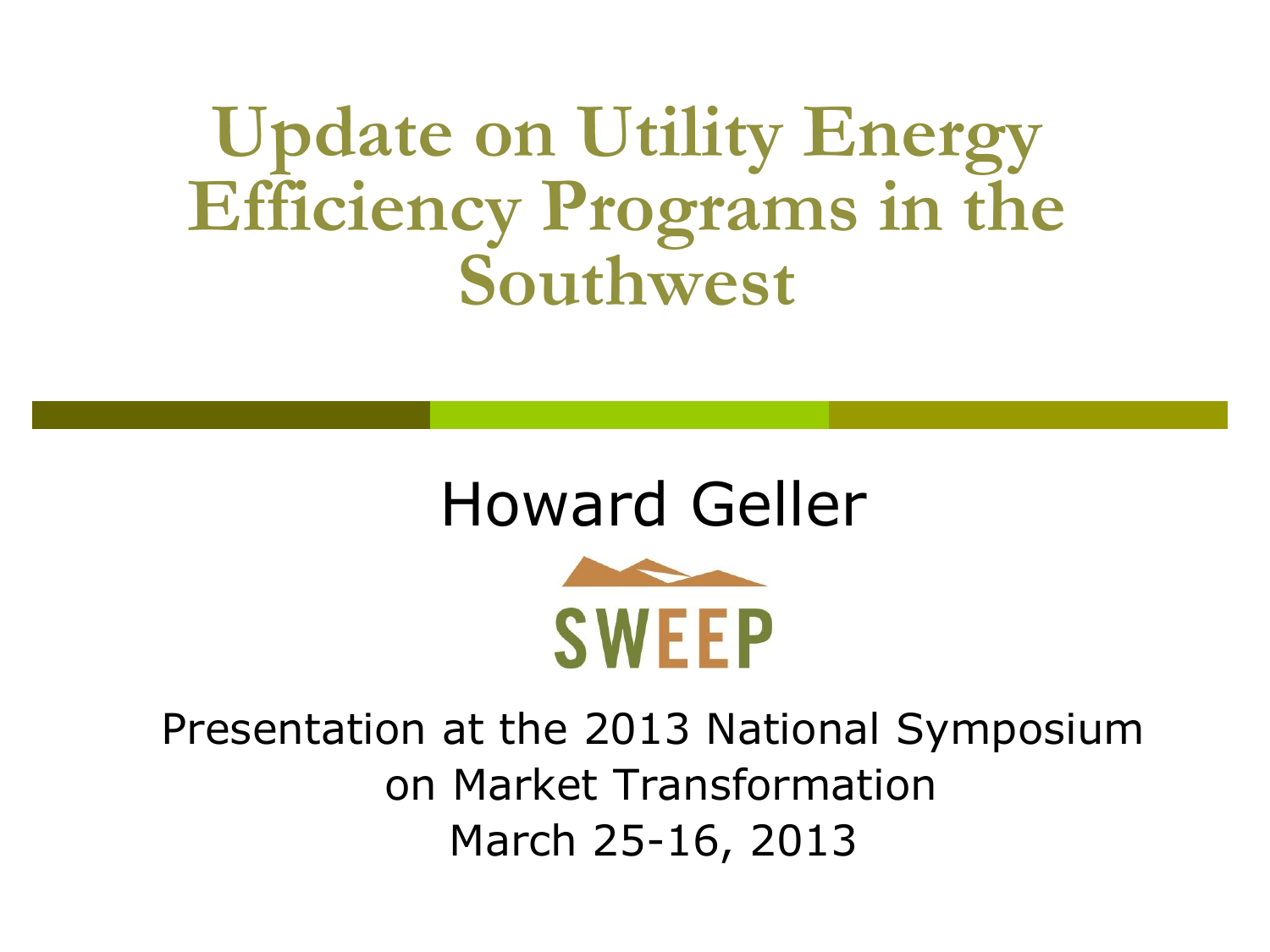# Update on Utility Energy Efficiency Programs in the Southwest

Howard Geller

SWEEP

Presentation at the 2013 National Symposium on Market Transformation
March 25-16, 2013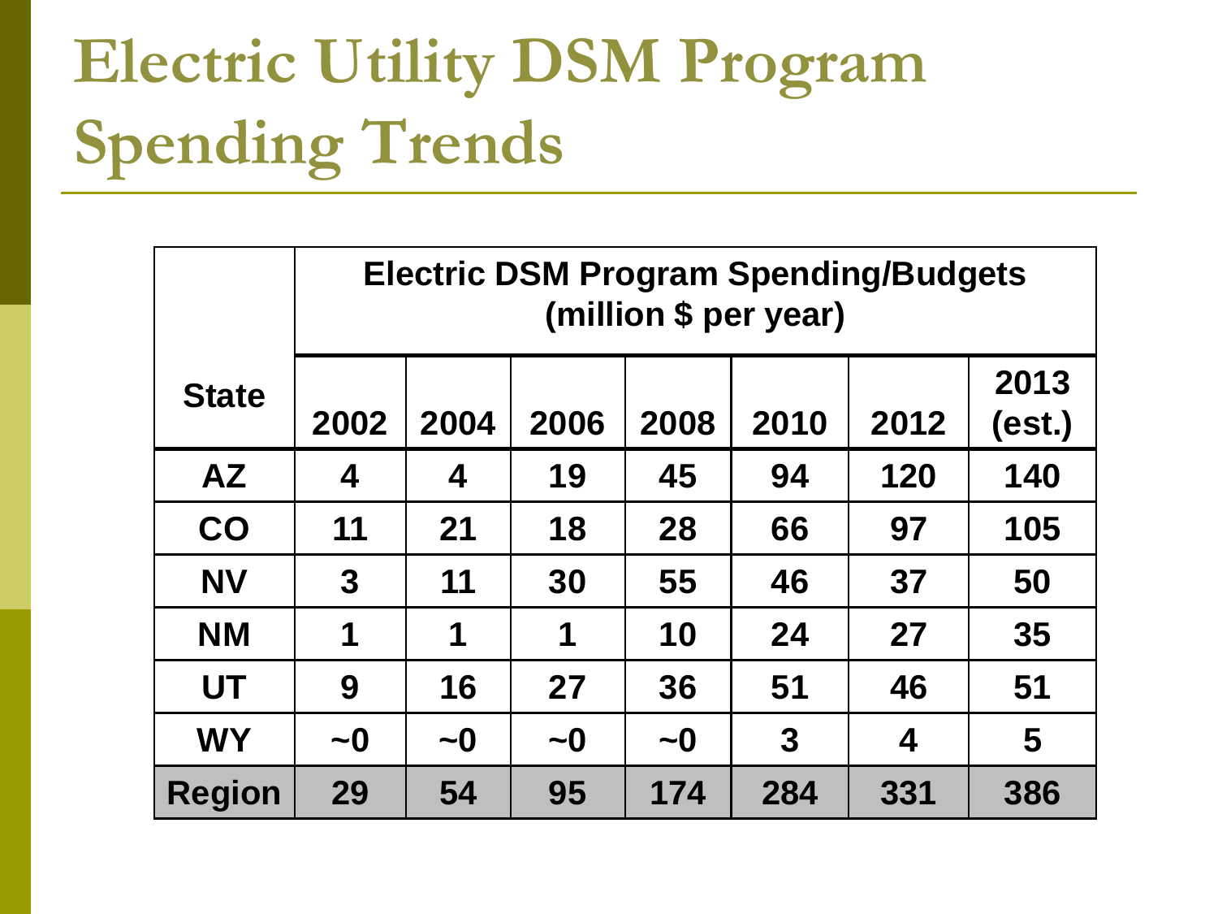# Electric Utility DSM Program Spending Trends

| State | Electric DSM Program Spending/Budgets (million $ per year) | | | | | | |
|---|---|---|---|---|---|---|---|
| | 2002 | 2004 | 2006 | 2008 | 2010 | 2012 | 2013 (est.) |
| AZ | 4 | 4 | 19 | 45 | 94 | 120 | 140 |
| CO | 11 | 21 | 18 | 28 | 66 | 97 | 105 |
| NV | 3 | 11 | 30 | 55 | 46 | 37 | 50 |
| NM | 1 | 1 | 1 | 10 | 24 | 27 | 35 |
| UT | 9 | 16 | 27 | 36 | 51 | 46 | 51 |
| WY | ~0 | ~0 | ~0 | ~0 | 3 | 4 | 5 |
| Region | 29 | 54 | 95 | 174 | 284 | 331 | 386 |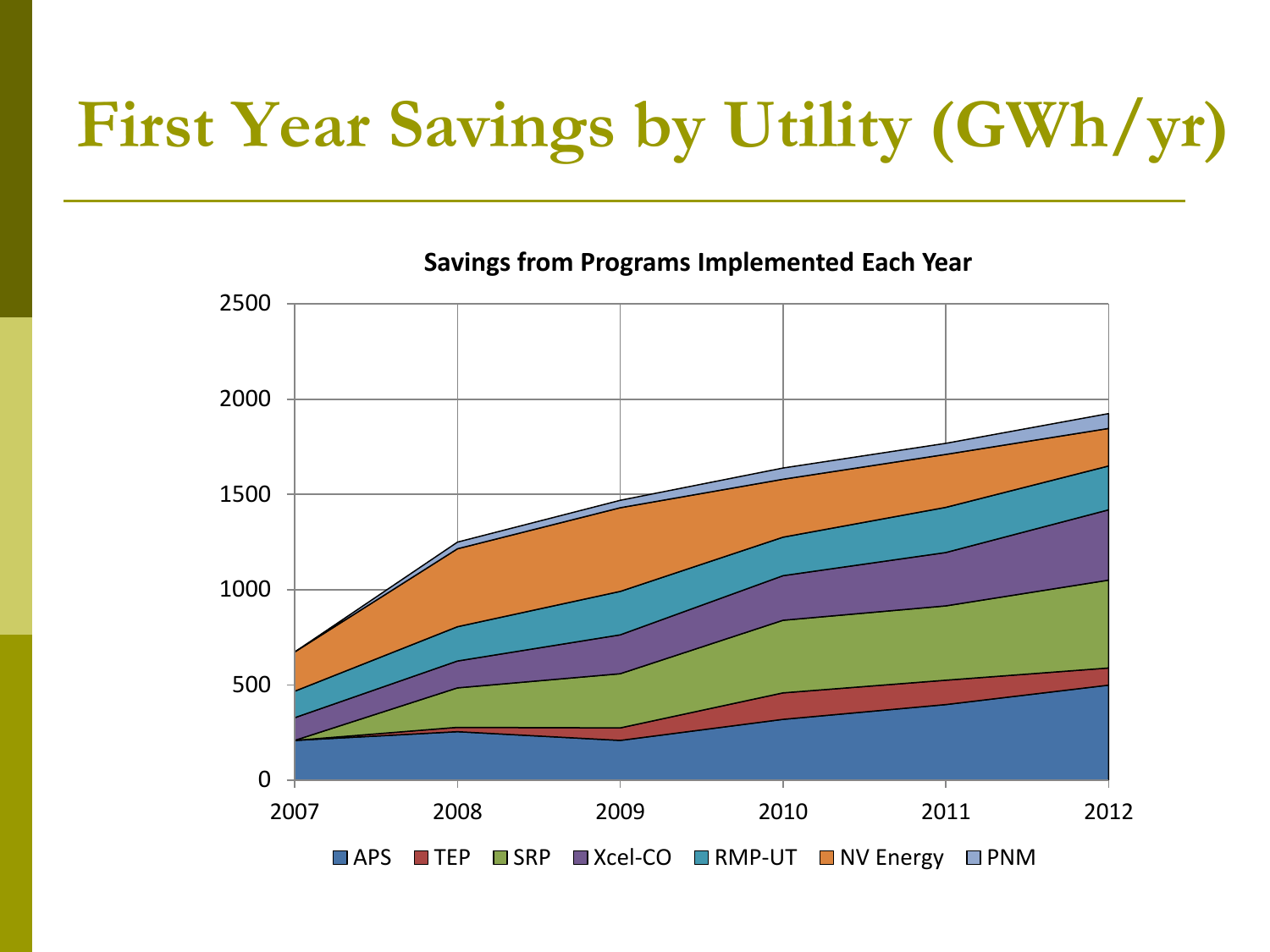# First Year Savings by Utility (GWh/yr)

Savings from Programs Implemented Each Year

2500
2000
1500
1000
500
0

2007
2008
2009
2010
2011
2012

APS
TEP
SRP
Xcel-CO
RMP-UT
NV Energy
PNM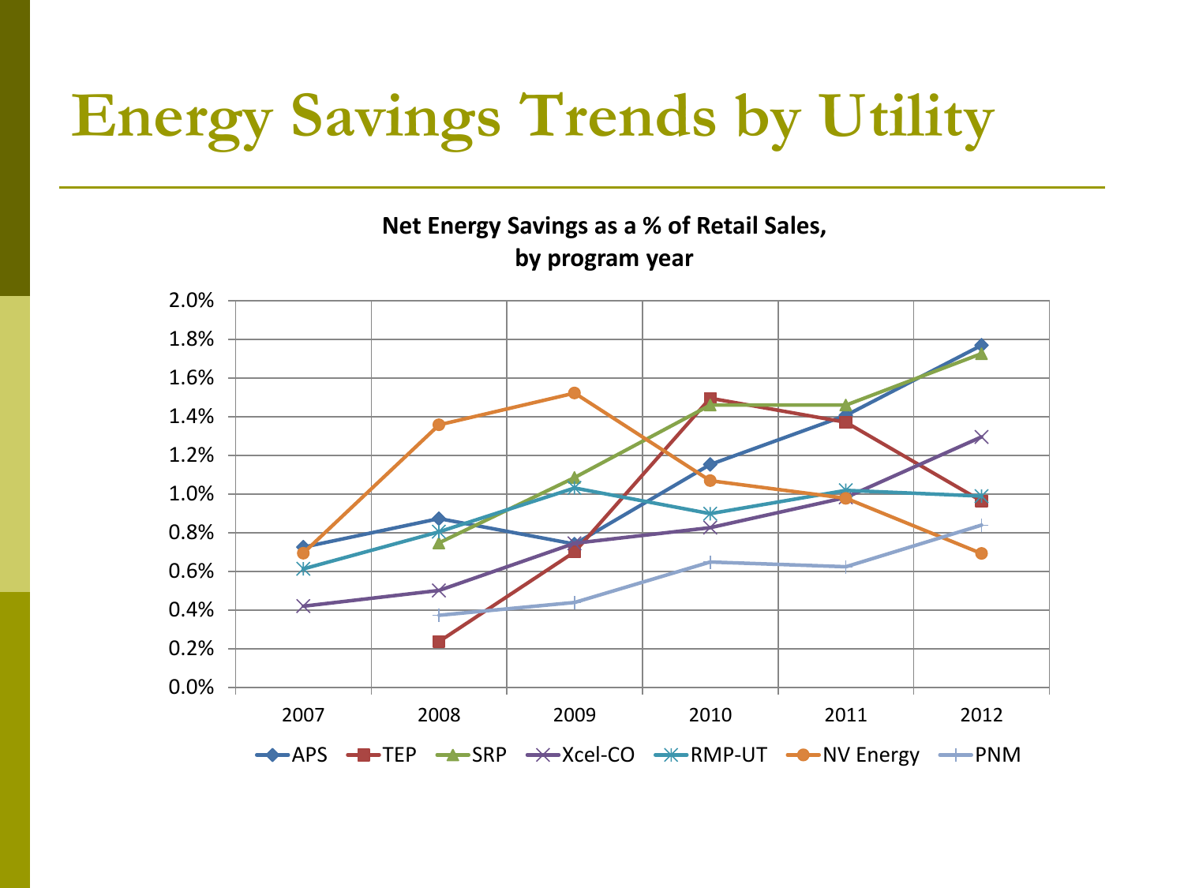# Energy Savings Trends by Utility

**Net Energy Savings as a % of Retail Sales, by program year**

2.0%
1.8%
1.6%
1.4%
1.2%
1.0%
0.8%
0.6%
0.4%
0.2%
0.0%

2007 2008 2009 2010 2011 2012

APS TEP SRP Xcel-CO RMP-UT NV Energy PNM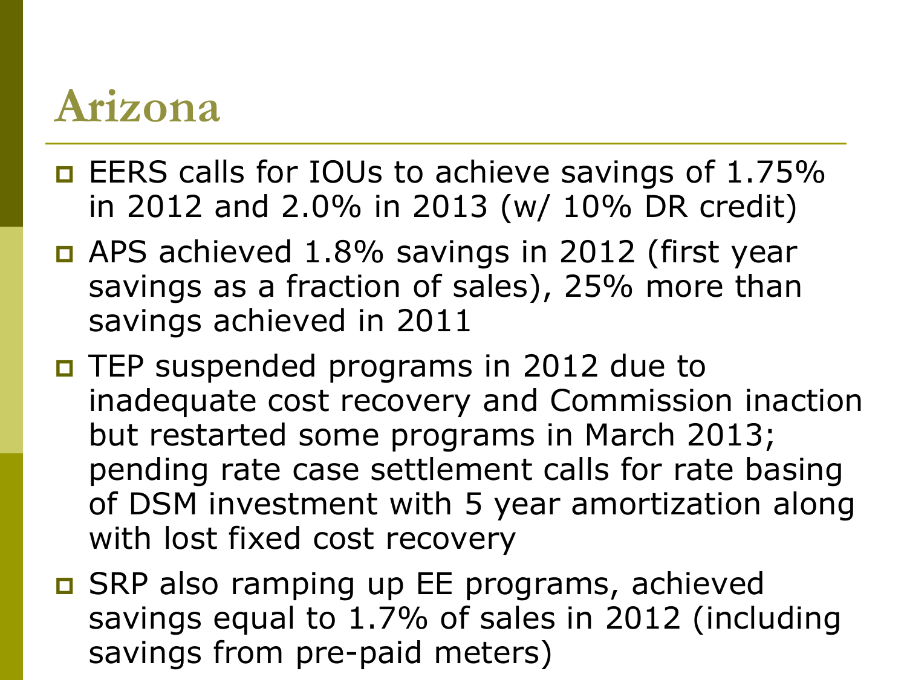# Arizona

- EERS calls for IOUs to achieve savings of 1.75% in 2012 and 2.0% in 2013 (w/ 10% DR credit)
- APS achieved 1.8% savings in 2012 (first year savings as a fraction of sales), 25% more than savings achieved in 2011
- TEP suspended programs in 2012 due to inadequate cost recovery and Commission inaction but restarted some programs in March 2013; pending rate case settlement calls for rate basing of DSM investment with 5 year amortization along with lost fixed cost recovery
- SRP also ramping up EE programs, achieved savings equal to 1.7% of sales in 2012 (including savings from pre-paid meters)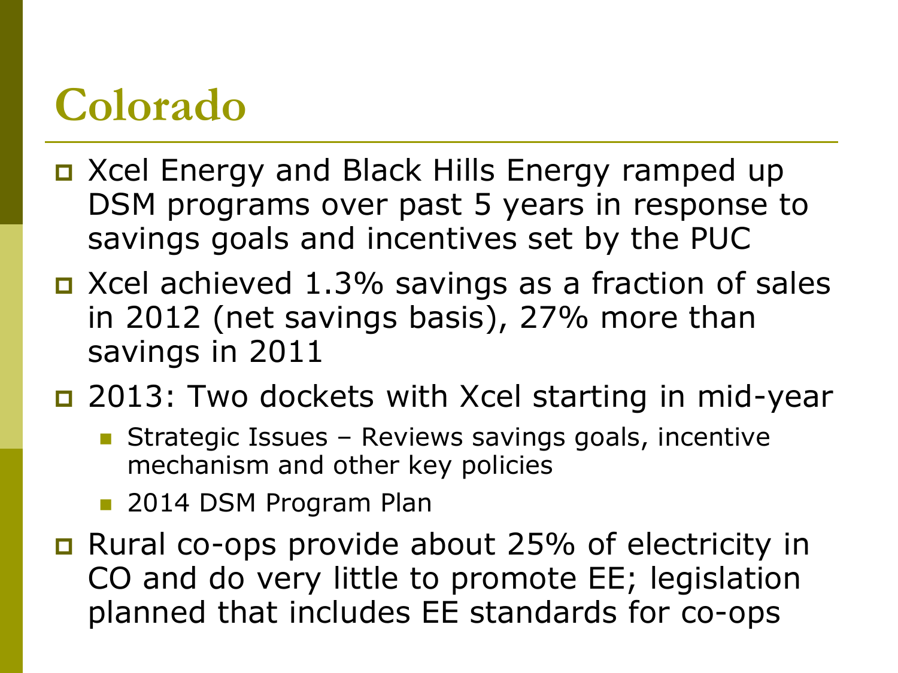# Colorado

- Xcel Energy and Black Hills Energy ramped up DSM programs over past 5 years in response to savings goals and incentives set by the PUC
- Xcel achieved 1.3% savings as a fraction of sales in 2012 (net savings basis), 27% more than savings in 2011
- 2013: Two dockets with Xcel starting in mid-year
  - Strategic Issues – Reviews savings goals, incentive mechanism and other key policies
  - 2014 DSM Program Plan
- Rural co-ops provide about 25% of electricity in CO and do very little to promote EE; legislation planned that includes EE standards for co-ops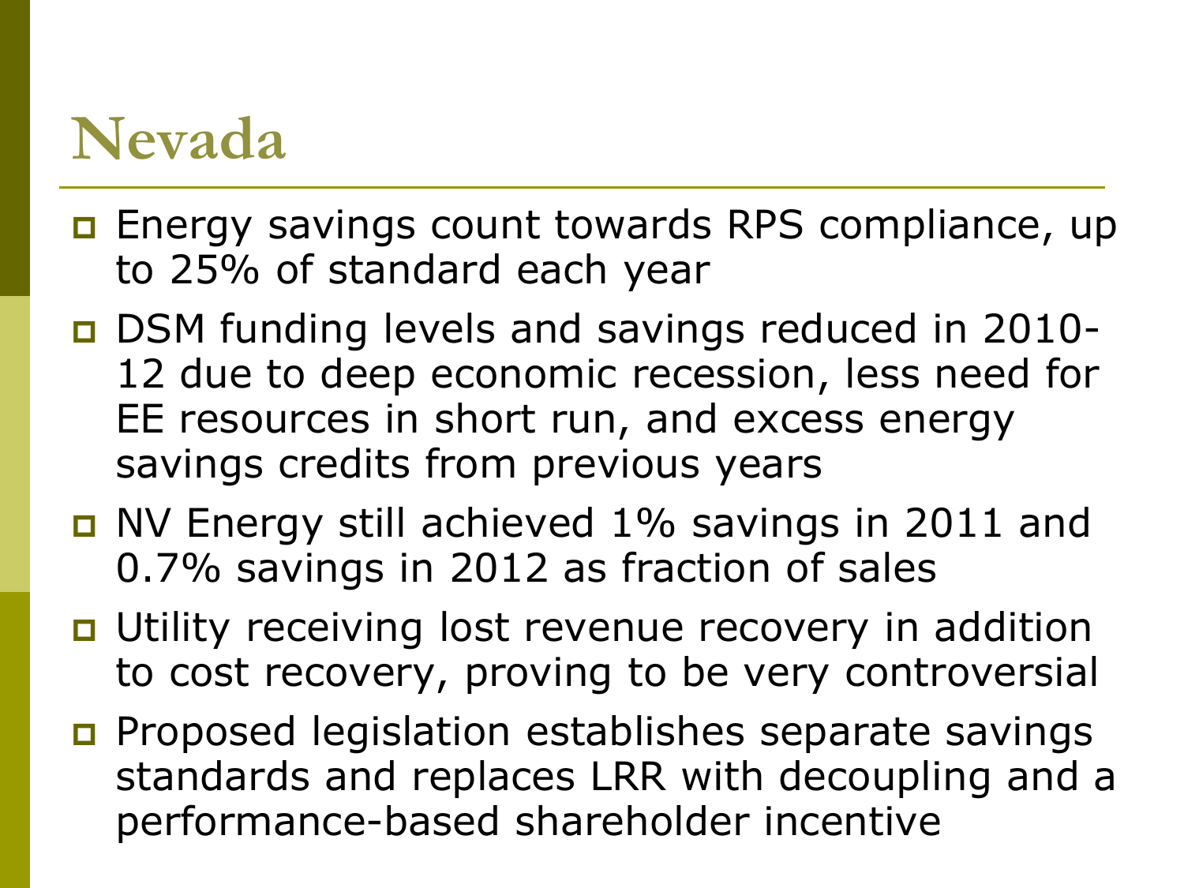# Nevada

- Energy savings count towards RPS compliance, up to 25% of standard each year
- DSM funding levels and savings reduced in 2010-12 due to deep economic recession, less need for EE resources in short run, and excess energy savings credits from previous years
- NV Energy still achieved 1% savings in 2011 and 0.7% savings in 2012 as fraction of sales
- Utility receiving lost revenue recovery in addition to cost recovery, proving to be very controversial
- Proposed legislation establishes separate savings standards and replaces LRR with decoupling and a performance-based shareholder incentive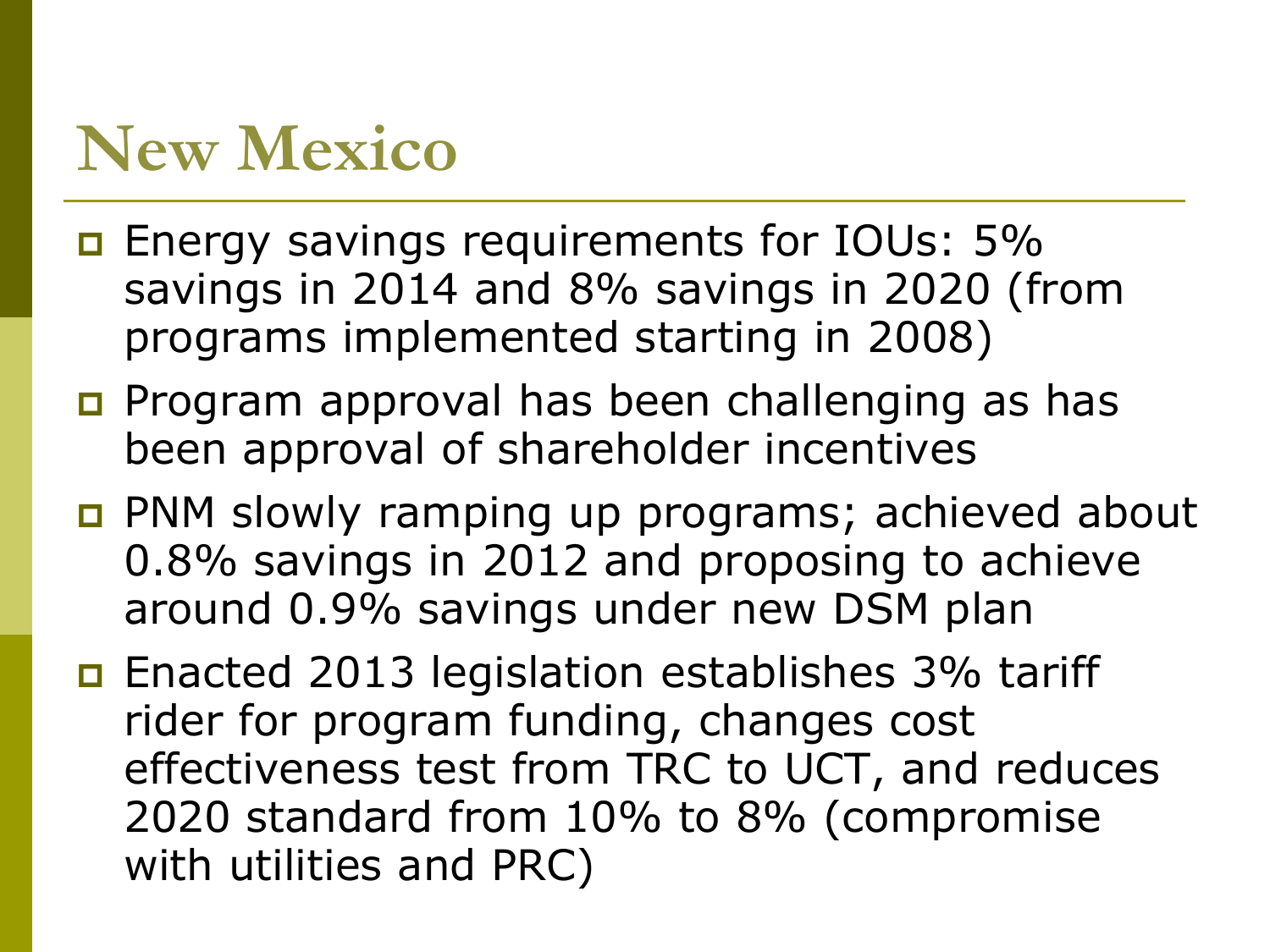# New Mexico

- Energy savings requirements for IOUs: 5% savings in 2014 and 8% savings in 2020 (from programs implemented starting in 2008)
- Program approval has been challenging as has been approval of shareholder incentives
- PNM slowly ramping up programs; achieved about 0.8% savings in 2012 and proposing to achieve around 0.9% savings under new DSM plan
- Enacted 2013 legislation establishes 3% tariff rider for program funding, changes cost effectiveness test from TRC to UCT, and reduces 2020 standard from 10% to 8% (compromise with utilities and PRC)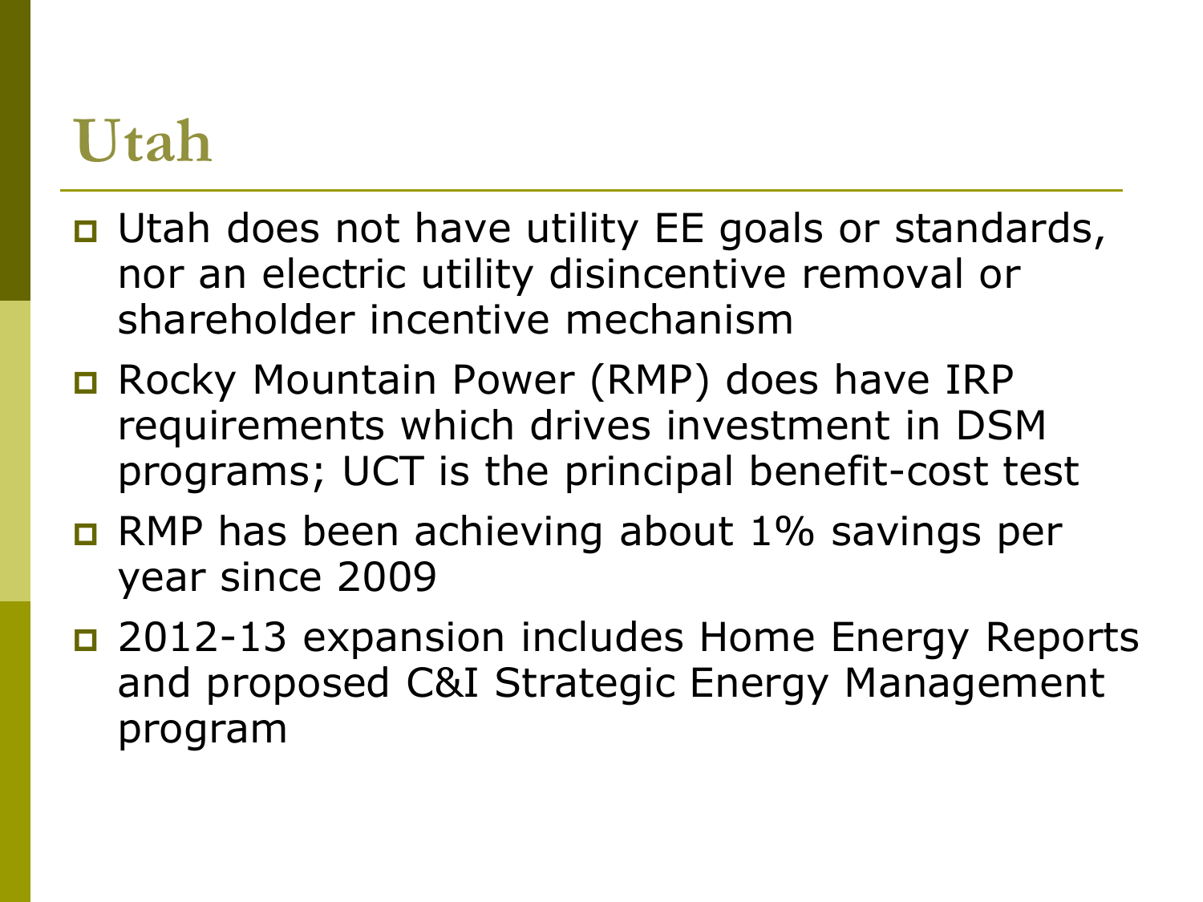# Utah

- Utah does not have utility EE goals or standards, nor an electric utility disincentive removal or shareholder incentive mechanism
- Rocky Mountain Power (RMP) does have IRP requirements which drives investment in DSM programs; UCT is the principal benefit-cost test
- RMP has been achieving about 1% savings per year since 2009
- 2012-13 expansion includes Home Energy Reports and proposed C&I Strategic Energy Management program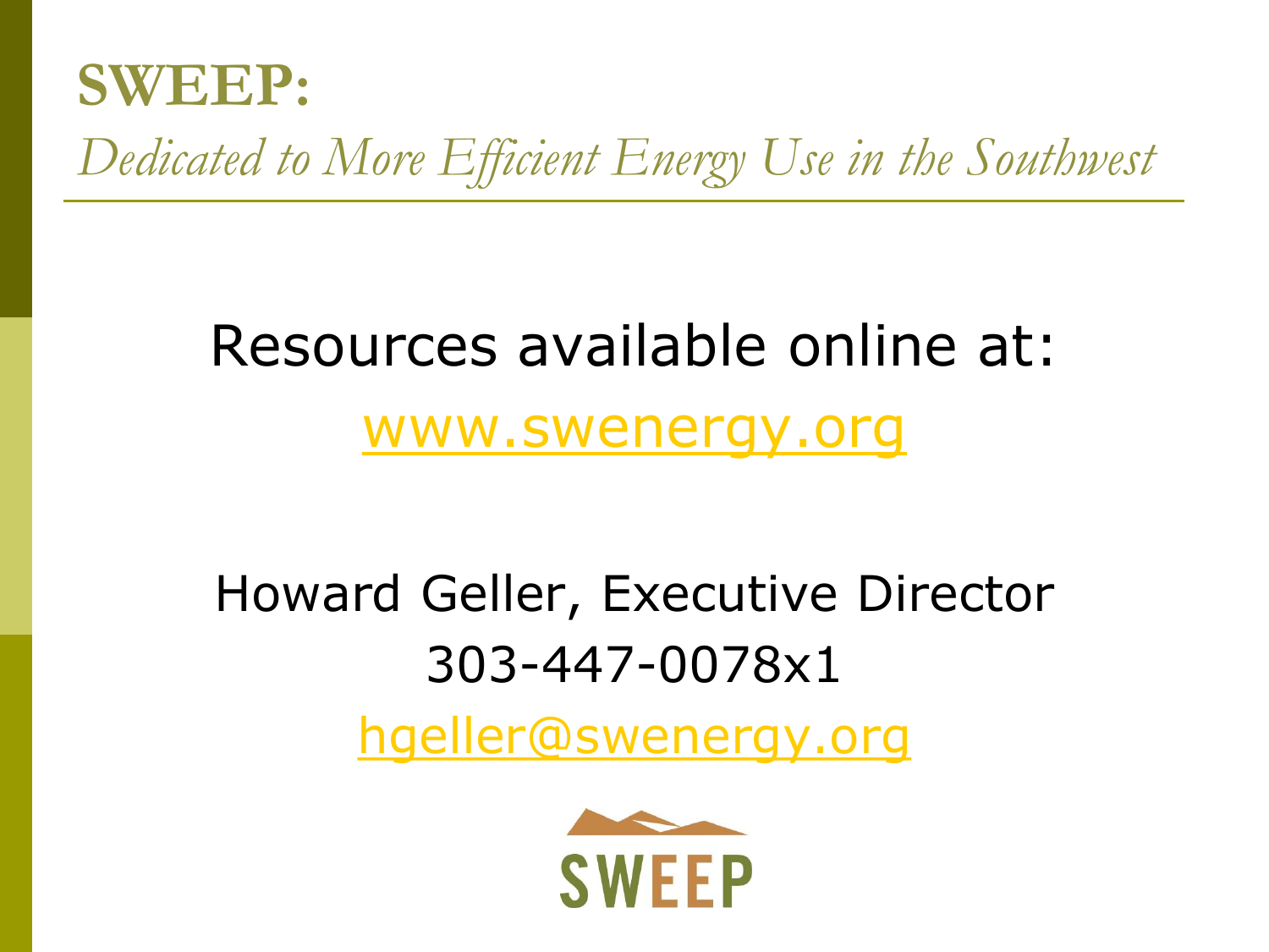# SWEEP:

*Dedicated to More Efficient Energy Use in the Southwest*

Resources available online at:

www.swenergy.org

Howard Geller, Executive Director

303-447-0078x1

hgeller@swenergy.org

SWEEP